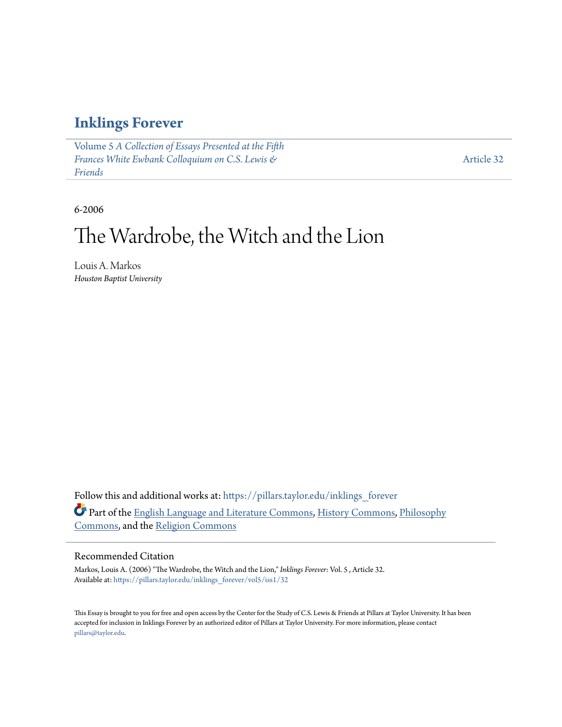# Inklings Forever

Volume 5 *A Collection of Essays Presented at the Fifth Frances White Ewbank Colloquium on C.S. Lewis & Friends*

Article 32

6-2006

# The Wardrobe, the Witch and the Lion

Louis A. Markos
*Houston Baptist University*

Follow this and additional works at: https://pillars.taylor.edu/inklings_forever

Part of the English Language and Literature Commons, History Commons, Philosophy Commons, and the Religion Commons

## Recommended Citation

Markos, Louis A. (2006) "The Wardrobe, the Witch and the Lion," *Inklings Forever*: Vol. 5 , Article 32.
Available at: https://pillars.taylor.edu/inklings_forever/vol5/iss1/32

This Essay is brought to you for free and open access by the Center for the Study of C.S. Lewis & Friends at Pillars at Taylor University. It has been accepted for inclusion in Inklings Forever by an authorized editor of Pillars at Taylor University. For more information, please contact pillars@taylor.edu.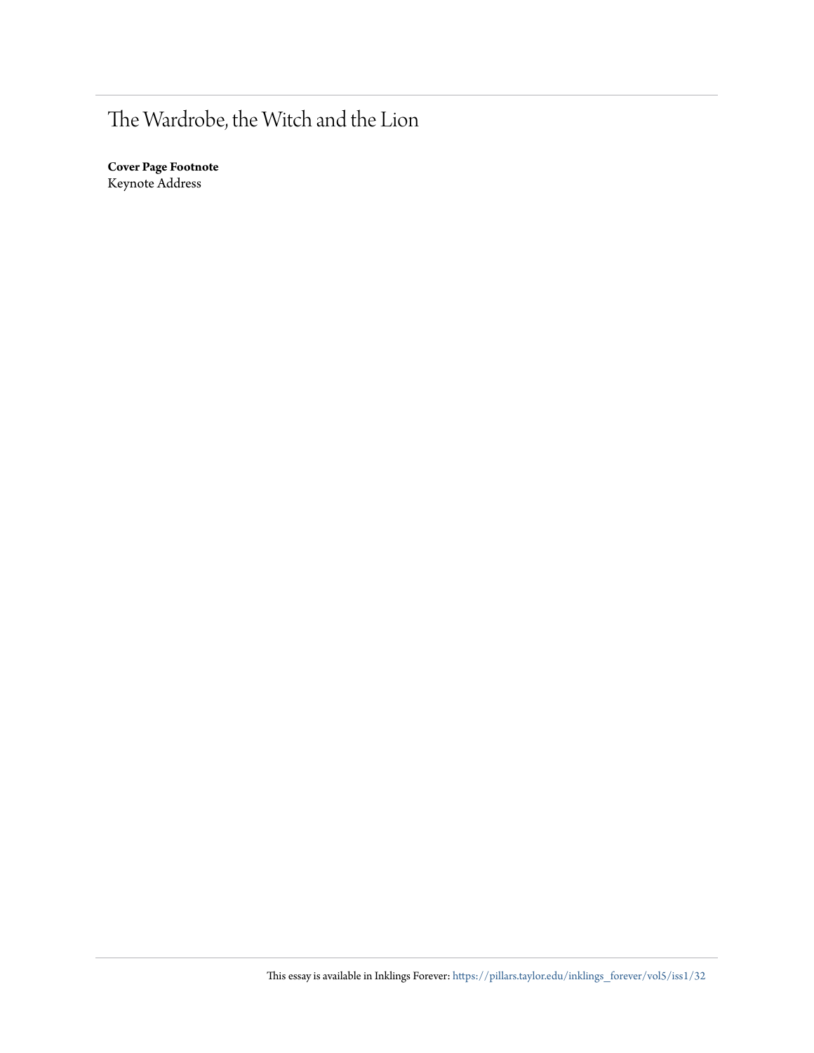# The Wardrobe, the Witch and the Lion

**Cover Page Footnote**
Keynote Address

This essay is available in Inklings Forever: https://pillars.taylor.edu/inklings_forever/vol5/iss1/32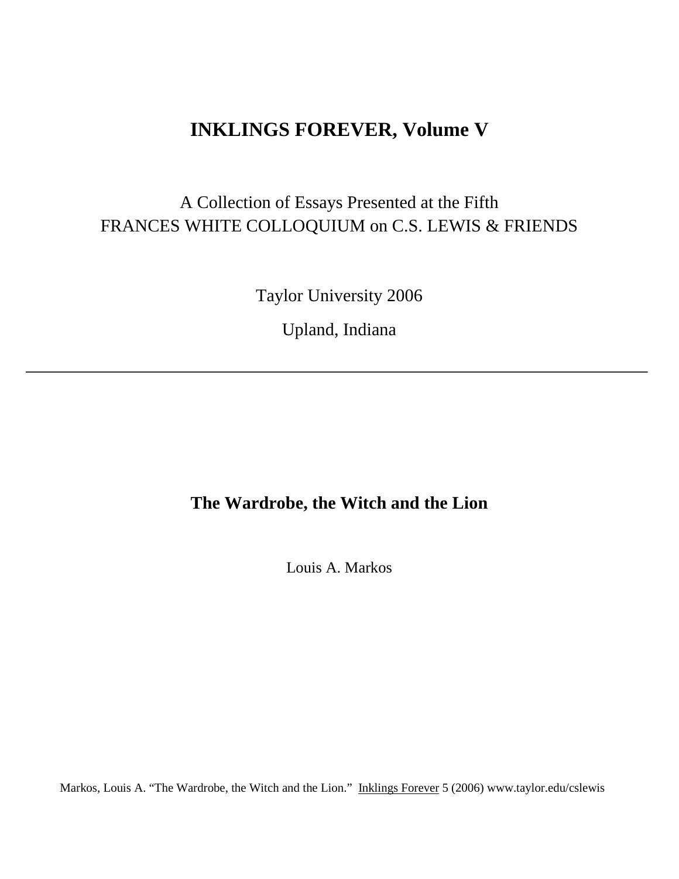# INKLINGS FOREVER, Volume V

A Collection of Essays Presented at the Fifth
FRANCES WHITE COLLOQUIUM on C.S. LEWIS & FRIENDS

Taylor University 2006

Upland, Indiana

---

## The Wardrobe, the Witch and the Lion

Louis A. Markos

Markos, Louis A. "The Wardrobe, the Witch and the Lion." Inklings Forever 5 (2006) www.taylor.edu/cslewis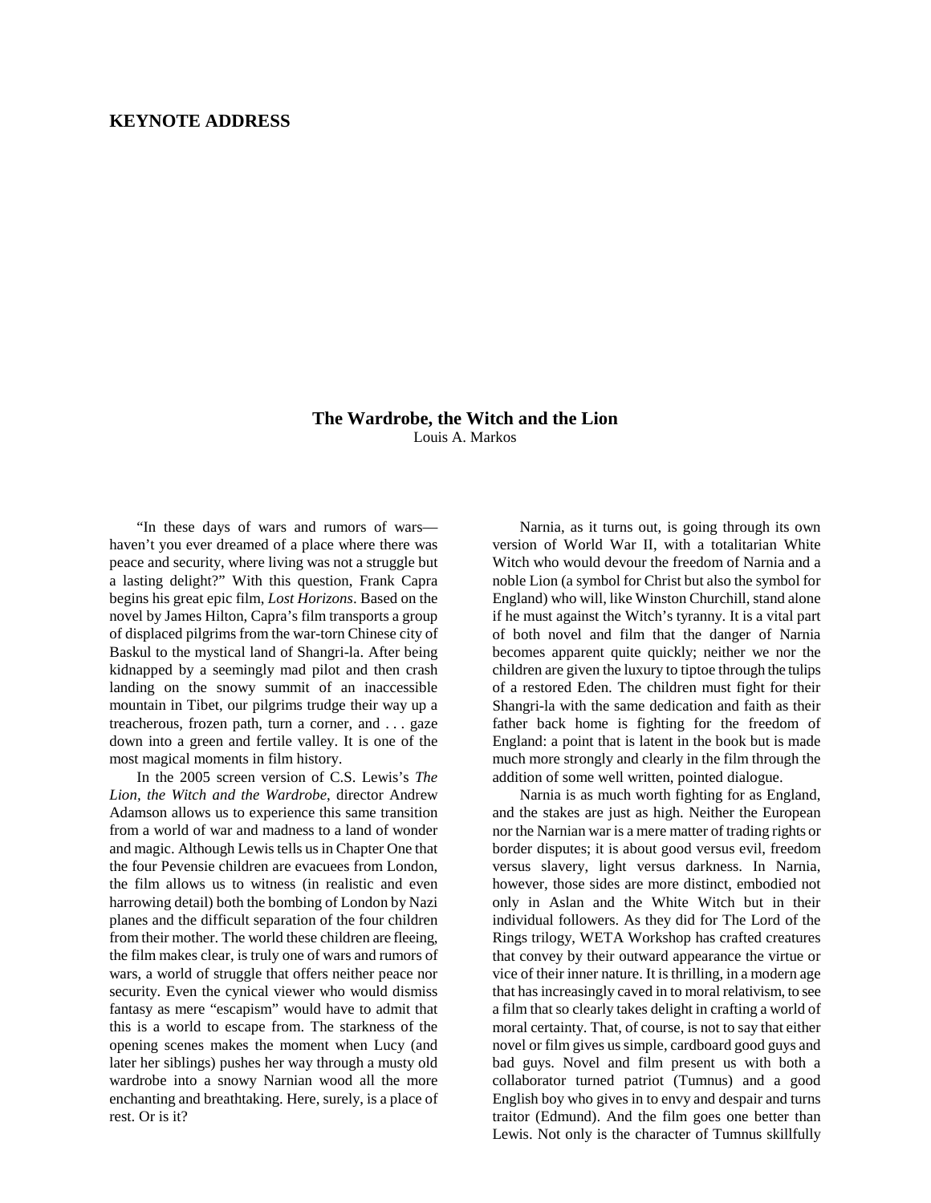## KEYNOTE ADDRESS

### The Wardrobe, the Witch and the Lion

Louis A. Markos

"In these days of wars and rumors of wars—haven't you ever dreamed of a place where there was peace and security, where living was not a struggle but a lasting delight?" With this question, Frank Capra begins his great epic film, *Lost Horizons*. Based on the novel by James Hilton, Capra's film transports a group of displaced pilgrims from the war-torn Chinese city of Baskul to the mystical land of Shangri-la. After being kidnapped by a seemingly mad pilot and then crash landing on the snowy summit of an inaccessible mountain in Tibet, our pilgrims trudge their way up a treacherous, frozen path, turn a corner, and . . . gaze down into a green and fertile valley. It is one of the most magical moments in film history.

In the 2005 screen version of C.S. Lewis's *The Lion, the Witch and the Wardrobe*, director Andrew Adamson allows us to experience this same transition from a world of war and madness to a land of wonder and magic. Although Lewis tells us in Chapter One that the four Pevensie children are evacuees from London, the film allows us to witness (in realistic and even harrowing detail) both the bombing of London by Nazi planes and the difficult separation of the four children from their mother. The world these children are fleeing, the film makes clear, is truly one of wars and rumors of wars, a world of struggle that offers neither peace nor security. Even the cynical viewer who would dismiss fantasy as mere "escapism" would have to admit that this is a world to escape from. The starkness of the opening scenes makes the moment when Lucy (and later her siblings) pushes her way through a musty old wardrobe into a snowy Narnian wood all the more enchanting and breathtaking. Here, surely, is a place of rest. Or is it?

Narnia, as it turns out, is going through its own version of World War II, with a totalitarian White Witch who would devour the freedom of Narnia and a noble Lion (a symbol for Christ but also the symbol for England) who will, like Winston Churchill, stand alone if he must against the Witch's tyranny. It is a vital part of both novel and film that the danger of Narnia becomes apparent quite quickly; neither we nor the children are given the luxury to tiptoe through the tulips of a restored Eden. The children must fight for their Shangri-la with the same dedication and faith as their father back home is fighting for the freedom of England: a point that is latent in the book but is made much more strongly and clearly in the film through the addition of some well written, pointed dialogue.

Narnia is as much worth fighting for as England, and the stakes are just as high. Neither the European nor the Narnian war is a mere matter of trading rights or border disputes; it is about good versus evil, freedom versus slavery, light versus darkness. In Narnia, however, those sides are more distinct, embodied not only in Aslan and the White Witch but in their individual followers. As they did for The Lord of the Rings trilogy, WETA Workshop has crafted creatures that convey by their outward appearance the virtue or vice of their inner nature. It is thrilling, in a modern age that has increasingly caved in to moral relativism, to see a film that so clearly takes delight in crafting a world of moral certainty. That, of course, is not to say that either novel or film gives us simple, cardboard good guys and bad guys. Novel and film present us with both a collaborator turned patriot (Tumnus) and a good English boy who gives in to envy and despair and turns traitor (Edmund). And the film goes one better than Lewis. Not only is the character of Tumnus skillfully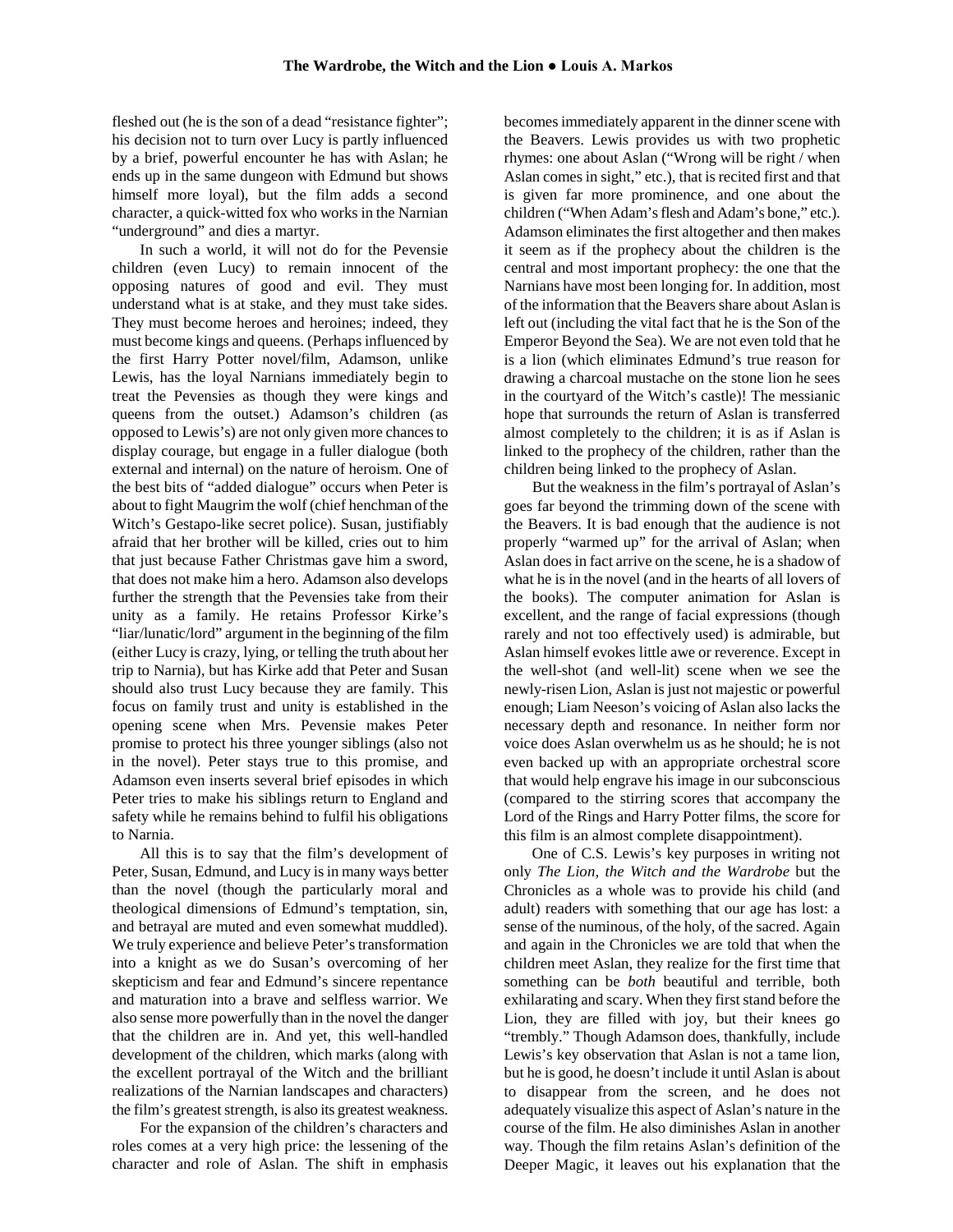fleshed out (he is the son of a dead "resistance fighter"; his decision not to turn over Lucy is partly influenced by a brief, powerful encounter he has with Aslan; he ends up in the same dungeon with Edmund but shows himself more loyal), but the film adds a second character, a quick-witted fox who works in the Narnian "underground" and dies a martyr.

In such a world, it will not do for the Pevensie children (even Lucy) to remain innocent of the opposing natures of good and evil. They must understand what is at stake, and they must take sides. They must become heroes and heroines; indeed, they must become kings and queens. (Perhaps influenced by the first Harry Potter novel/film, Adamson, unlike Lewis, has the loyal Narnians immediately begin to treat the Pevensies as though they were kings and queens from the outset.) Adamson's children (as opposed to Lewis's) are not only given more chances to display courage, but engage in a fuller dialogue (both external and internal) on the nature of heroism. One of the best bits of "added dialogue" occurs when Peter is about to fight Maugrim the wolf (chief henchman of the Witch's Gestapo-like secret police). Susan, justifiably afraid that her brother will be killed, cries out to him that just because Father Christmas gave him a sword, that does not make him a hero. Adamson also develops further the strength that the Pevensies take from their unity as a family. He retains Professor Kirke's "liar/lunatic/lord" argument in the beginning of the film (either Lucy is crazy, lying, or telling the truth about her trip to Narnia), but has Kirke add that Peter and Susan should also trust Lucy because they are family. This focus on family trust and unity is established in the opening scene when Mrs. Pevensie makes Peter promise to protect his three younger siblings (also not in the novel). Peter stays true to this promise, and Adamson even inserts several brief episodes in which Peter tries to make his siblings return to England and safety while he remains behind to fulfil his obligations to Narnia.

All this is to say that the film's development of Peter, Susan, Edmund, and Lucy is in many ways better than the novel (though the particularly moral and theological dimensions of Edmund's temptation, sin, and betrayal are muted and even somewhat muddled). We truly experience and believe Peter's transformation into a knight as we do Susan's overcoming of her skepticism and fear and Edmund's sincere repentance and maturation into a brave and selfless warrior. We also sense more powerfully than in the novel the danger that the children are in. And yet, this well-handled development of the children, which marks (along with the excellent portrayal of the Witch and the brilliant realizations of the Narnian landscapes and characters) the film's greatest strength, is also its greatest weakness.

For the expansion of the children's characters and roles comes at a very high price: the lessening of the character and role of Aslan. The shift in emphasis becomes immediately apparent in the dinner scene with the Beavers. Lewis provides us with two prophetic rhymes: one about Aslan ("Wrong will be right / when Aslan comes in sight," etc.), that is recited first and that is given far more prominence, and one about the children ("When Adam's flesh and Adam's bone," etc.). Adamson eliminates the first altogether and then makes it seem as if the prophecy about the children is the central and most important prophecy: the one that the Narnians have most been longing for. In addition, most of the information that the Beavers share about Aslan is left out (including the vital fact that he is the Son of the Emperor Beyond the Sea). We are not even told that he is a lion (which eliminates Edmund's true reason for drawing a charcoal mustache on the stone lion he sees in the courtyard of the Witch's castle)! The messianic hope that surrounds the return of Aslan is transferred almost completely to the children; it is as if Aslan is linked to the prophecy of the children, rather than the children being linked to the prophecy of Aslan.

But the weakness in the film's portrayal of Aslan's goes far beyond the trimming down of the scene with the Beavers. It is bad enough that the audience is not properly "warmed up" for the arrival of Aslan; when Aslan does in fact arrive on the scene, he is a shadow of what he is in the novel (and in the hearts of all lovers of the books). The computer animation for Aslan is excellent, and the range of facial expressions (though rarely and not too effectively used) is admirable, but Aslan himself evokes little awe or reverence. Except in the well-shot (and well-lit) scene when we see the newly-risen Lion, Aslan is just not majestic or powerful enough; Liam Neeson's voicing of Aslan also lacks the necessary depth and resonance. In neither form nor voice does Aslan overwhelm us as he should; he is not even backed up with an appropriate orchestral score that would help engrave his image in our subconscious (compared to the stirring scores that accompany the Lord of the Rings and Harry Potter films, the score for this film is an almost complete disappointment).

One of C.S. Lewis's key purposes in writing not only *The Lion, the Witch and the Wardrobe* but the Chronicles as a whole was to provide his child (and adult) readers with something that our age has lost: a sense of the numinous, of the holy, of the sacred. Again and again in the Chronicles we are told that when the children meet Aslan, they realize for the first time that something can be *both* beautiful and terrible, both exhilarating and scary. When they first stand before the Lion, they are filled with joy, but their knees go "trembly." Though Adamson does, thankfully, include Lewis's key observation that Aslan is not a tame lion, but he is good, he doesn't include it until Aslan is about to disappear from the screen, and he does not adequately visualize this aspect of Aslan's nature in the course of the film. He also diminishes Aslan in another way. Though the film retains Aslan's definition of the Deeper Magic, it leaves out his explanation that the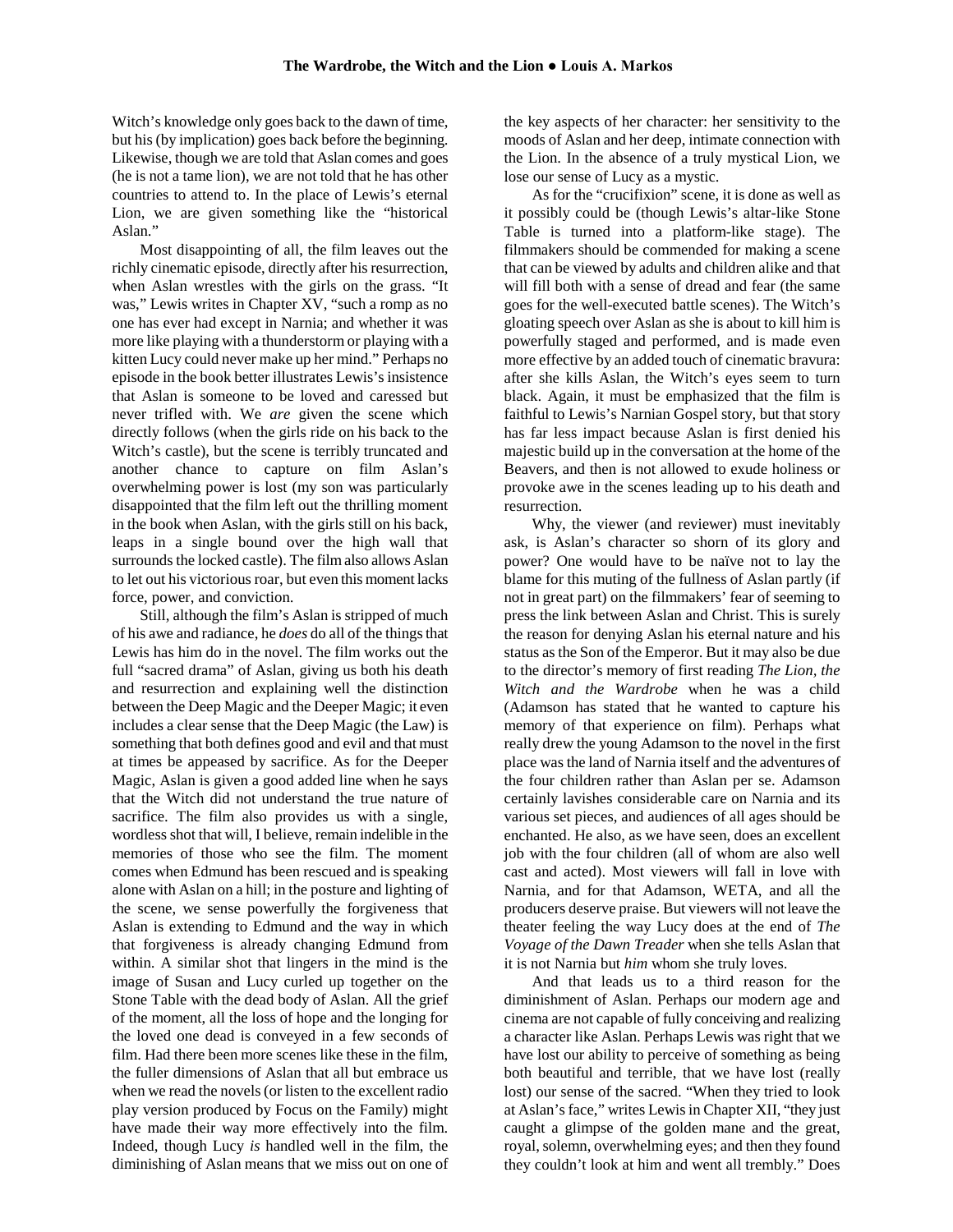Witch's knowledge only goes back to the dawn of time, but his (by implication) goes back before the beginning. Likewise, though we are told that Aslan comes and goes (he is not a tame lion), we are not told that he has other countries to attend to. In the place of Lewis's eternal Lion, we are given something like the "historical Aslan."

Most disappointing of all, the film leaves out the richly cinematic episode, directly after his resurrection, when Aslan wrestles with the girls on the grass. "It was," Lewis writes in Chapter XV, "such a romp as no one has ever had except in Narnia; and whether it was more like playing with a thunderstorm or playing with a kitten Lucy could never make up her mind." Perhaps no episode in the book better illustrates Lewis's insistence that Aslan is someone to be loved and caressed but never trifled with. We *are* given the scene which directly follows (when the girls ride on his back to the Witch's castle), but the scene is terribly truncated and another chance to capture on film Aslan's overwhelming power is lost (my son was particularly disappointed that the film left out the thrilling moment in the book when Aslan, with the girls still on his back, leaps in a single bound over the high wall that surrounds the locked castle). The film also allows Aslan to let out his victorious roar, but even this moment lacks force, power, and conviction.

Still, although the film's Aslan is stripped of much of his awe and radiance, he *does* do all of the things that Lewis has him do in the novel. The film works out the full "sacred drama" of Aslan, giving us both his death and resurrection and explaining well the distinction between the Deep Magic and the Deeper Magic; it even includes a clear sense that the Deep Magic (the Law) is something that both defines good and evil and that must at times be appeased by sacrifice. As for the Deeper Magic, Aslan is given a good added line when he says that the Witch did not understand the true nature of sacrifice. The film also provides us with a single, wordless shot that will, I believe, remain indelible in the memories of those who see the film. The moment comes when Edmund has been rescued and is speaking alone with Aslan on a hill; in the posture and lighting of the scene, we sense powerfully the forgiveness that Aslan is extending to Edmund and the way in which that forgiveness is already changing Edmund from within. A similar shot that lingers in the mind is the image of Susan and Lucy curled up together on the Stone Table with the dead body of Aslan. All the grief of the moment, all the loss of hope and the longing for the loved one dead is conveyed in a few seconds of film. Had there been more scenes like these in the film, the fuller dimensions of Aslan that all but embrace us when we read the novels (or listen to the excellent radio play version produced by Focus on the Family) might have made their way more effectively into the film. Indeed, though Lucy *is* handled well in the film, the diminishing of Aslan means that we miss out on one of the key aspects of her character: her sensitivity to the moods of Aslan and her deep, intimate connection with the Lion. In the absence of a truly mystical Lion, we lose our sense of Lucy as a mystic.

As for the "crucifixion" scene, it is done as well as it possibly could be (though Lewis's altar-like Stone Table is turned into a platform-like stage). The filmmakers should be commended for making a scene that can be viewed by adults and children alike and that will fill both with a sense of dread and fear (the same goes for the well-executed battle scenes). The Witch's gloating speech over Aslan as she is about to kill him is powerfully staged and performed, and is made even more effective by an added touch of cinematic bravura: after she kills Aslan, the Witch's eyes seem to turn black. Again, it must be emphasized that the film is faithful to Lewis's Narnian Gospel story, but that story has far less impact because Aslan is first denied his majestic build up in the conversation at the home of the Beavers, and then is not allowed to exude holiness or provoke awe in the scenes leading up to his death and resurrection.

Why, the viewer (and reviewer) must inevitably ask, is Aslan's character so shorn of its glory and power? One would have to be naïve not to lay the blame for this muting of the fullness of Aslan partly (if not in great part) on the filmmakers' fear of seeming to press the link between Aslan and Christ. This is surely the reason for denying Aslan his eternal nature and his status as the Son of the Emperor. But it may also be due to the director's memory of first reading *The Lion, the Witch and the Wardrobe* when he was a child (Adamson has stated that he wanted to capture his memory of that experience on film). Perhaps what really drew the young Adamson to the novel in the first place was the land of Narnia itself and the adventures of the four children rather than Aslan per se. Adamson certainly lavishes considerable care on Narnia and its various set pieces, and audiences of all ages should be enchanted. He also, as we have seen, does an excellent job with the four children (all of whom are also well cast and acted). Most viewers will fall in love with Narnia, and for that Adamson, WETA, and all the producers deserve praise. But viewers will not leave the theater feeling the way Lucy does at the end of *The Voyage of the Dawn Treader* when she tells Aslan that it is not Narnia but *him* whom she truly loves.

And that leads us to a third reason for the diminishment of Aslan. Perhaps our modern age and cinema are not capable of fully conceiving and realizing a character like Aslan. Perhaps Lewis was right that we have lost our ability to perceive of something as being both beautiful and terrible, that we have lost (really lost) our sense of the sacred. "When they tried to look at Aslan's face," writes Lewis in Chapter XII, "they just caught a glimpse of the golden mane and the great, royal, solemn, overwhelming eyes; and then they found they couldn't look at him and went all trembly." Does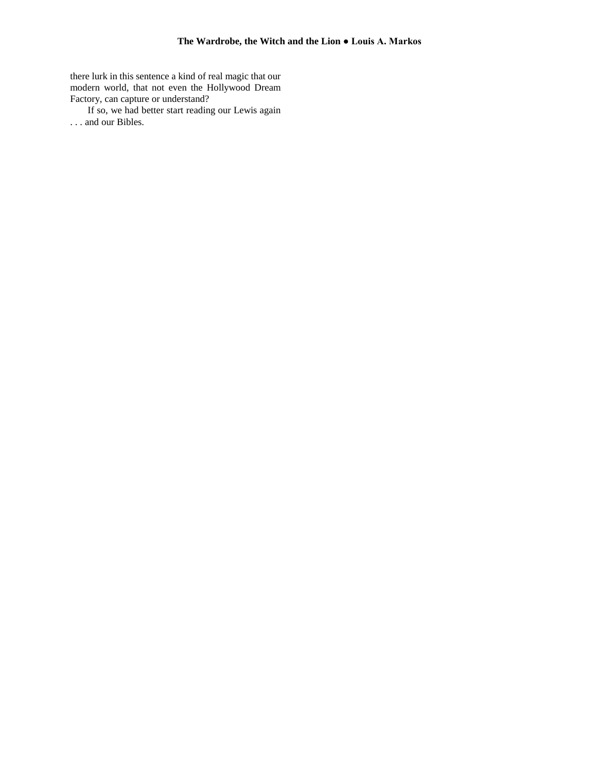there lurk in this sentence a kind of real magic that our modern world, that not even the Hollywood Dream Factory, can capture or understand?

If so, we had better start reading our Lewis again . . . and our Bibles.